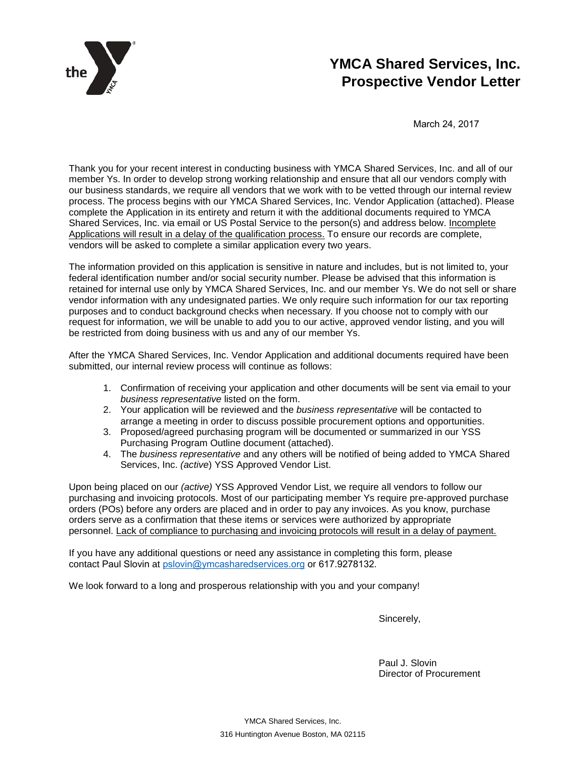# YMCA Shared Services, Inc.
# Prospective Vendor Letter

March 24, 2017

Thank you for your recent interest in conducting business with YMCA Shared Services, Inc. and all of our member Ys. In order to develop strong working relationship and ensure that all our vendors comply with our business standards, we require all vendors that we work with to be vetted through our internal review process. The process begins with our YMCA Shared Services, Inc. Vendor Application (attached). Please complete the Application in its entirety and return it with the additional documents required to YMCA Shared Services, Inc. via email or US Postal Service to the person(s) and address below. <u>Incomplete Applications will result in a delay of the qualification process.</u> To ensure our records are complete, vendors will be asked to complete a similar application every two years.

The information provided on this application is sensitive in nature and includes, but is not limited to, your federal identification number and/or social security number. Please be advised that this information is retained for internal use only by YMCA Shared Services, Inc. and our member Ys. We do not sell or share vendor information with any undesignated parties. We only require such information for our tax reporting purposes and to conduct background checks when necessary. If you choose not to comply with our request for information, we will be unable to add you to our active, approved vendor listing, and you will be restricted from doing business with us and any of our member Ys.

After the YMCA Shared Services, Inc. Vendor Application and additional documents required have been submitted, our internal review process will continue as follows:

1. Confirmation of receiving your application and other documents will be sent via email to your *business representative* listed on the form.
2. Your application will be reviewed and the *business representative* will be contacted to arrange a meeting in order to discuss possible procurement options and opportunities.
3. Proposed/agreed purchasing program will be documented or summarized in our YSS Purchasing Program Outline document (attached).
4. The *business representative* and any others will be notified of being added to YMCA Shared Services, Inc. (*active*) YSS Approved Vendor List.

Upon being placed on our *(active)* YSS Approved Vendor List, we require all vendors to follow our purchasing and invoicing protocols. Most of our participating member Ys require pre-approved purchase orders (POs) before any orders are placed and in order to pay any invoices. As you know, purchase orders serve as a confirmation that these items or services were authorized by appropriate personnel. <u>Lack of compliance to purchasing and invoicing protocols will result in a delay of payment.</u>

If you have any additional questions or need any assistance in completing this form, please contact Paul Slovin at pslovin@ymcasharedservices.org or 617.9278132.

We look forward to a long and prosperous relationship with you and your company!

Sincerely,

Paul J. Slovin
Director of Procurement

YMCA Shared Services, Inc.
316 Huntington Avenue Boston, MA 02115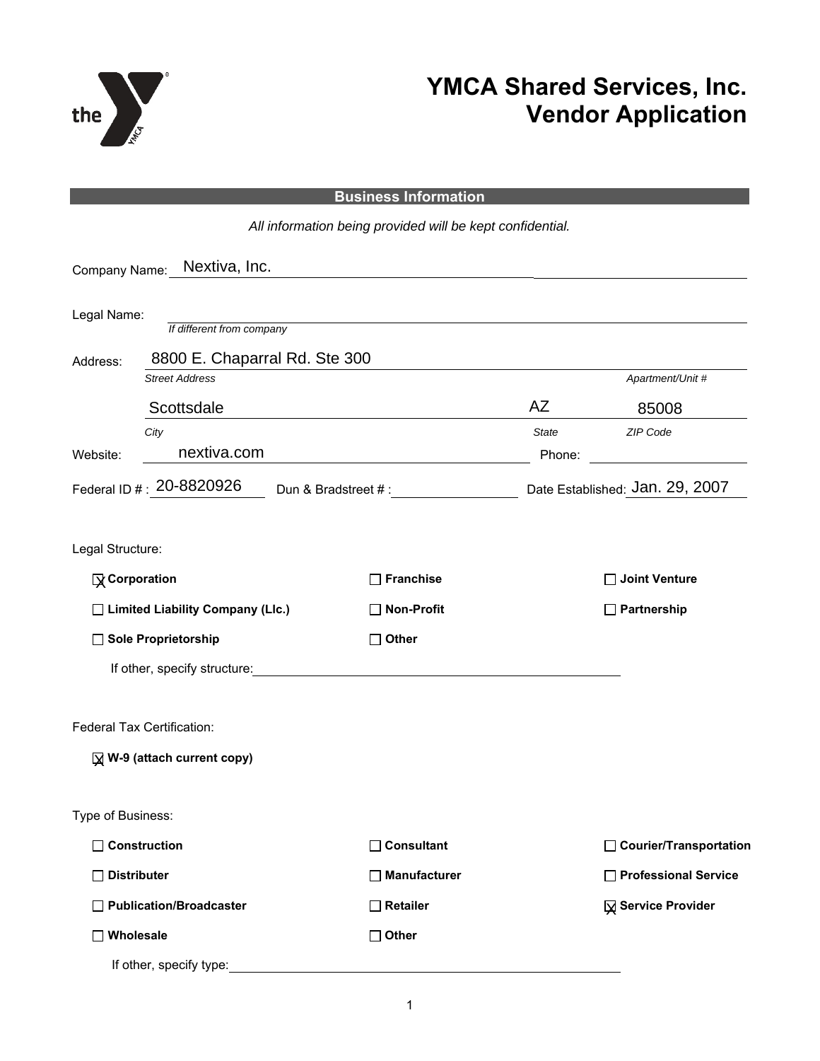# YMCA Shared Services, Inc.
# Vendor Application

## Business Information

*All information being provided will be kept confidential.*

Company Name: Nextiva, Inc.

Legal Name: 
*If different from company*

Address: 8800 E. Chaparral Rd. Ste 300
*Street Address* *Apartment/Unit #*

Scottsdale AZ 85008
*City* *State* *ZIP Code*

Website: nextiva.com Phone: 

Federal ID # : 20-8820926 Dun & Bradstreet # : Date Established: Jan. 29, 2007

Legal Structure:

- [x] **Corporation**
- [ ] **Franchise**
- [ ] **Joint Venture**
- [ ] **Limited Liability Company (Llc.)**
- [ ] **Non-Profit**
- [ ] **Partnership**
- [ ] **Sole Proprietorship**
- [ ] **Other**

If other, specify structure: 

Federal Tax Certification:

- [x] **W-9 (attach current copy)**

Type of Business:

- [ ] **Construction**
- [ ] **Consultant**
- [ ] **Courier/Transportation**
- [ ] **Distributer**
- [ ] **Manufacturer**
- [ ] **Professional Service**
- [ ] **Publication/Broadcaster**
- [ ] **Retailer**
- [x] **Service Provider**
- [ ] **Wholesale**
- [ ] **Other**

If other, specify type: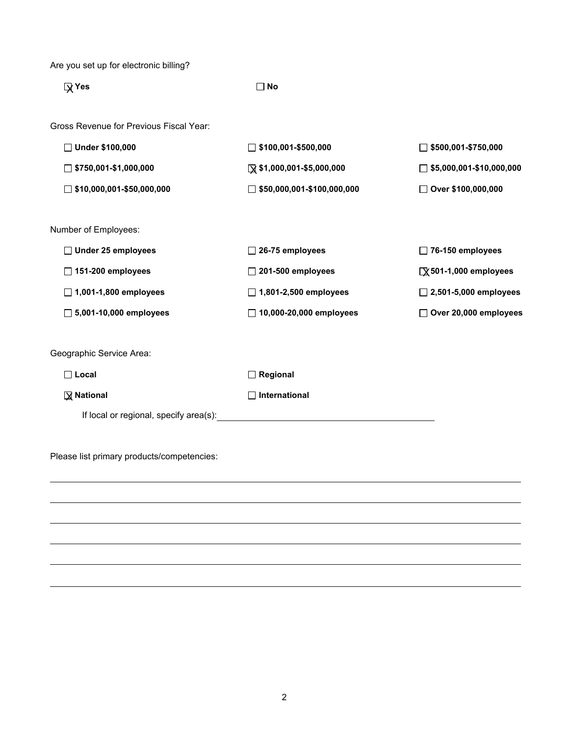Are you set up for electronic billing?

- [x] **Yes**
- [ ] **No**

Gross Revenue for Previous Fiscal Year:

- [ ] **Under $100,000**
- [ ] **$100,001-$500,000**
- [ ] **$500,001-$750,000**
- [ ] **$750,001-$1,000,000**
- [x] **$1,000,001-$5,000,000**
- [ ] **$5,000,001-$10,000,000**
- [ ] **$10,000,001-$50,000,000**
- [ ] **$50,000,001-$100,000,000**
- [ ] **Over $100,000,000**

Number of Employees:

- [ ] **Under 25 employees**
- [ ] **26-75 employees**
- [ ] **76-150 employees**
- [ ] **151-200 employees**
- [ ] **201-500 employees**
- [x] **501-1,000 employees**
- [ ] **1,001-1,800 employees**
- [ ] **1,801-2,500 employees**
- [ ] **2,501-5,000 employees**
- [ ] **5,001-10,000 employees**
- [ ] **10,000-20,000 employees**
- [ ] **Over 20,000 employees**

Geographic Service Area:

- [ ] **Local**
- [ ] **Regional**
- [x] **National**
- [ ] **International**

If local or regional, specify area(s): ______________________________

Please list primary products/competencies:

______________________________________________________________________

______________________________________________________________________

______________________________________________________________________

______________________________________________________________________

______________________________________________________________________

______________________________________________________________________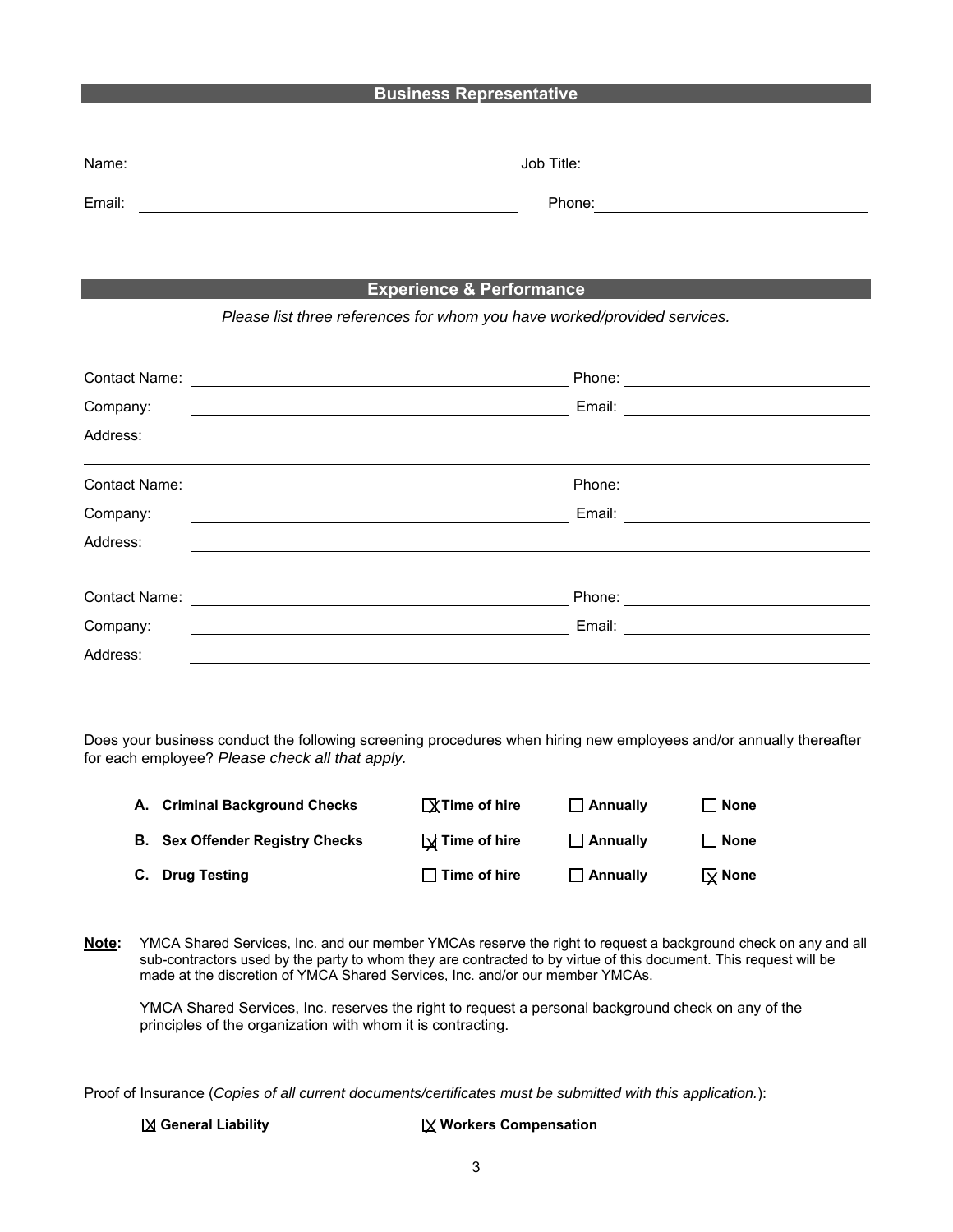## Business Representative

Name: ______________________ Job Title: ______________________

Email: ______________________ Phone: ______________________

## Experience & Performance

*Please list three references for whom you have worked/provided services.*

Contact Name: ______________________ Phone: ______________________

Company: ______________________ Email: ______________________

Address: ______________________

Contact Name: ______________________ Phone: ______________________

Company: ______________________ Email: ______________________

Address: ______________________

Contact Name: ______________________ Phone: ______________________

Company: ______________________ Email: ______________________

Address: ______________________

Does your business conduct the following screening procedures when hiring new employees and/or annually thereafter for each employee? *Please check all that apply.*

| | | | |
|---|---|---|---|
| **A. Criminal Background Checks** | ☒ **Time of hire** | ☐ **Annually** | ☐ **None** |
| **B. Sex Offender Registry Checks** | ☒ **Time of hire** | ☐ **Annually** | ☐ **None** |
| **C. Drug Testing** | ☐ **Time of hire** | ☐ **Annually** | ☒ **None** |

**Note:** YMCA Shared Services, Inc. and our member YMCAs reserve the right to request a background check on any and all sub-contractors used by the party to whom they are contracted to by virtue of this document. This request will be made at the discretion of YMCA Shared Services, Inc. and/or our member YMCAs.

YMCA Shared Services, Inc. reserves the right to request a personal background check on any of the principles of the organization with whom it is contracting.

Proof of Insurance (*Copies of all current documents/certificates must be submitted with this application.*):

☒ **General Liability** ☒ **Workers Compensation**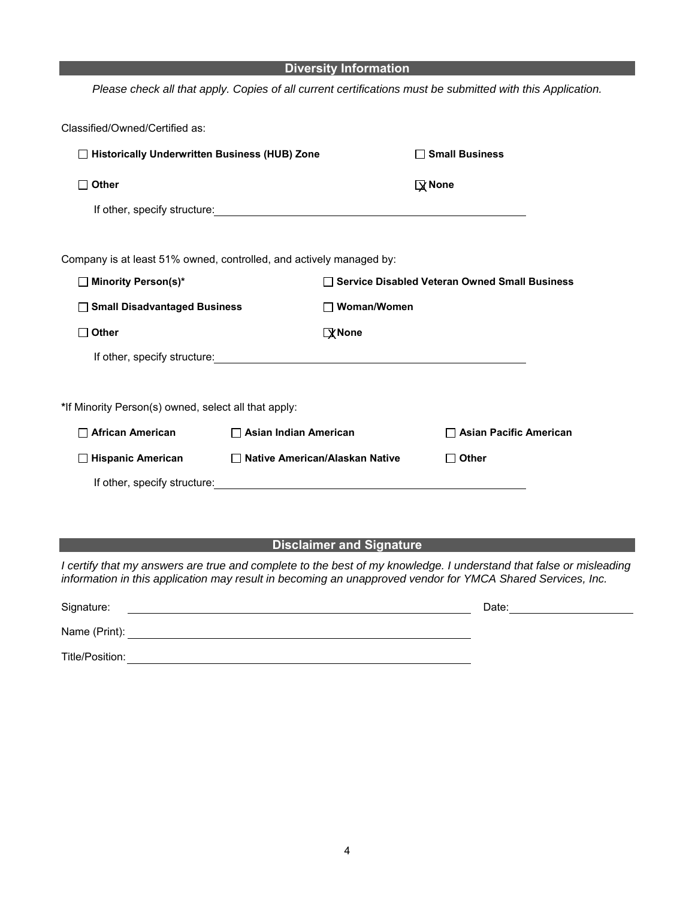## Diversity Information

*Please check all that apply. Copies of all current certifications must be submitted with this Application.*

Classified/Owned/Certified as:

- [ ] **Historically Underwritten Business (HUB) Zone**
- [ ] **Small Business**
- [ ] **Other**
- [x] **None**

If other, specify structure: ______________________________

Company is at least 51% owned, controlled, and actively managed by:

- [ ] **Minority Person(s)***
- [ ] **Service Disabled Veteran Owned Small Business**
- [ ] **Small Disadvantaged Business**
- [ ] **Woman/Women**
- [ ] **Other**
- [x] **None**

If other, specify structure: ______________________________

***If Minority Person(s) owned, select all that apply:**

- [ ] **African American**
- [ ] **Asian Indian American**
- [ ] **Asian Pacific American**
- [ ] **Hispanic American**
- [ ] **Native American/Alaskan Native**
- [ ] **Other**

If other, specify structure: ______________________________

## Disclaimer and Signature

*I certify that my answers are true and complete to the best of my knowledge. I understand that false or misleading information in this application may result in becoming an unapproved vendor for YMCA Shared Services, Inc.*

Signature: ______________________________ Date: ______________

Name (Print): ______________________________

Title/Position: ______________________________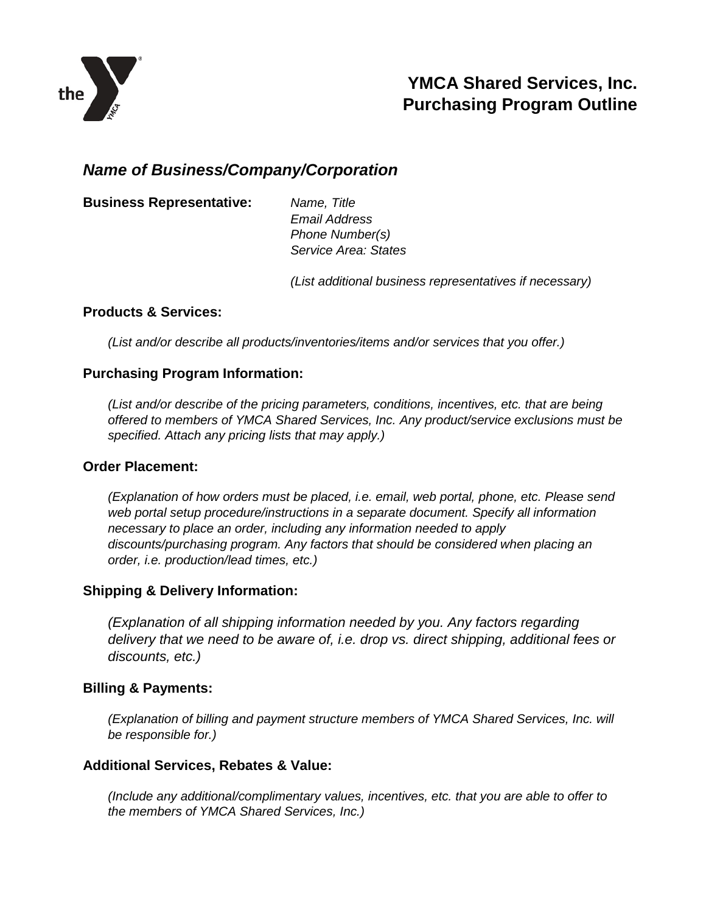# YMCA Shared Services, Inc.
# Purchasing Program Outline

## *Name of Business/Company/Corporation*

**Business Representative:** *Name, Title*
*Email Address*
*Phone Number(s)*
*Service Area: States*

*(List additional business representatives if necessary)*

### Products & Services:

*(List and/or describe all products/inventories/items and/or services that you offer.)*

### Purchasing Program Information:

*(List and/or describe of the pricing parameters, conditions, incentives, etc. that are being offered to members of YMCA Shared Services, Inc. Any product/service exclusions must be specified. Attach any pricing lists that may apply.)*

### Order Placement:

*(Explanation of how orders must be placed, i.e. email, web portal, phone, etc. Please send web portal setup procedure/instructions in a separate document. Specify all information necessary to place an order, including any information needed to apply discounts/purchasing program. Any factors that should be considered when placing an order, i.e. production/lead times, etc.)*

### Shipping & Delivery Information:

*(Explanation of all shipping information needed by you. Any factors regarding delivery that we need to be aware of, i.e. drop vs. direct shipping, additional fees or discounts, etc.)*

### Billing & Payments:

*(Explanation of billing and payment structure members of YMCA Shared Services, Inc. will be responsible for.)*

### Additional Services, Rebates & Value:

*(Include any additional/complimentary values, incentives, etc. that you are able to offer to the members of YMCA Shared Services, Inc.)*